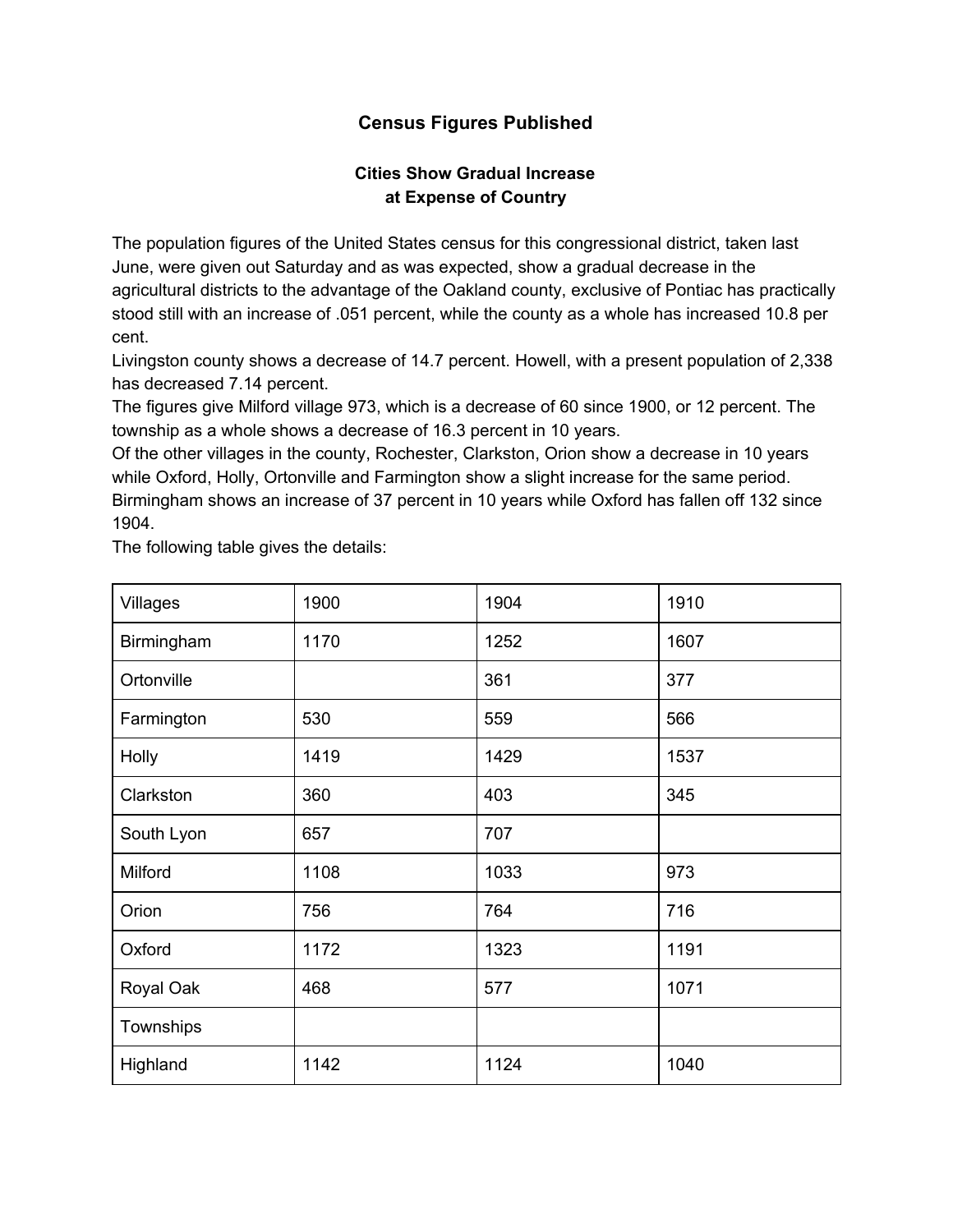# Census Figures Published

### Cities Show Gradual Increase at Expense of Country

The population figures of the United States census for this congressional district, taken last June, were given out Saturday and as was expected, show a gradual decrease in the agricultural districts to the advantage of the Oakland county, exclusive of Pontiac has practically stood still with an increase of .051 percent, while the county as a whole has increased 10.8 per cent.

Livingston county shows a decrease of 14.7 percent. Howell, with a present population of 2,338 has decreased 7.14 percent.

The figures give Milford village 973, which is a decrease of 60 since 1900, or 12 percent. The township as a whole shows a decrease of 16.3 percent in 10 years.

Of the other villages in the county, Rochester, Clarkston, Orion show a decrease in 10 years while Oxford, Holly, Ortonville and Farmington show a slight increase for the same period. Birmingham shows an increase of 37 percent in 10 years while Oxford has fallen off 132 since 1904.

The following table gives the details:

| Villages | 1900 | 1904 | 1910 |
|---|---|---|---|
| Birmingham | 1170 | 1252 | 1607 |
| Ortonville | | 361 | 377 |
| Farmington | 530 | 559 | 566 |
| Holly | 1419 | 1429 | 1537 |
| Clarkston | 360 | 403 | 345 |
| South Lyon | 657 | 707 | |
| Milford | 1108 | 1033 | 973 |
| Orion | 756 | 764 | 716 |
| Oxford | 1172 | 1323 | 1191 |
| Royal Oak | 468 | 577 | 1071 |
| Townships | | | |
| Highland | 1142 | 1124 | 1040 |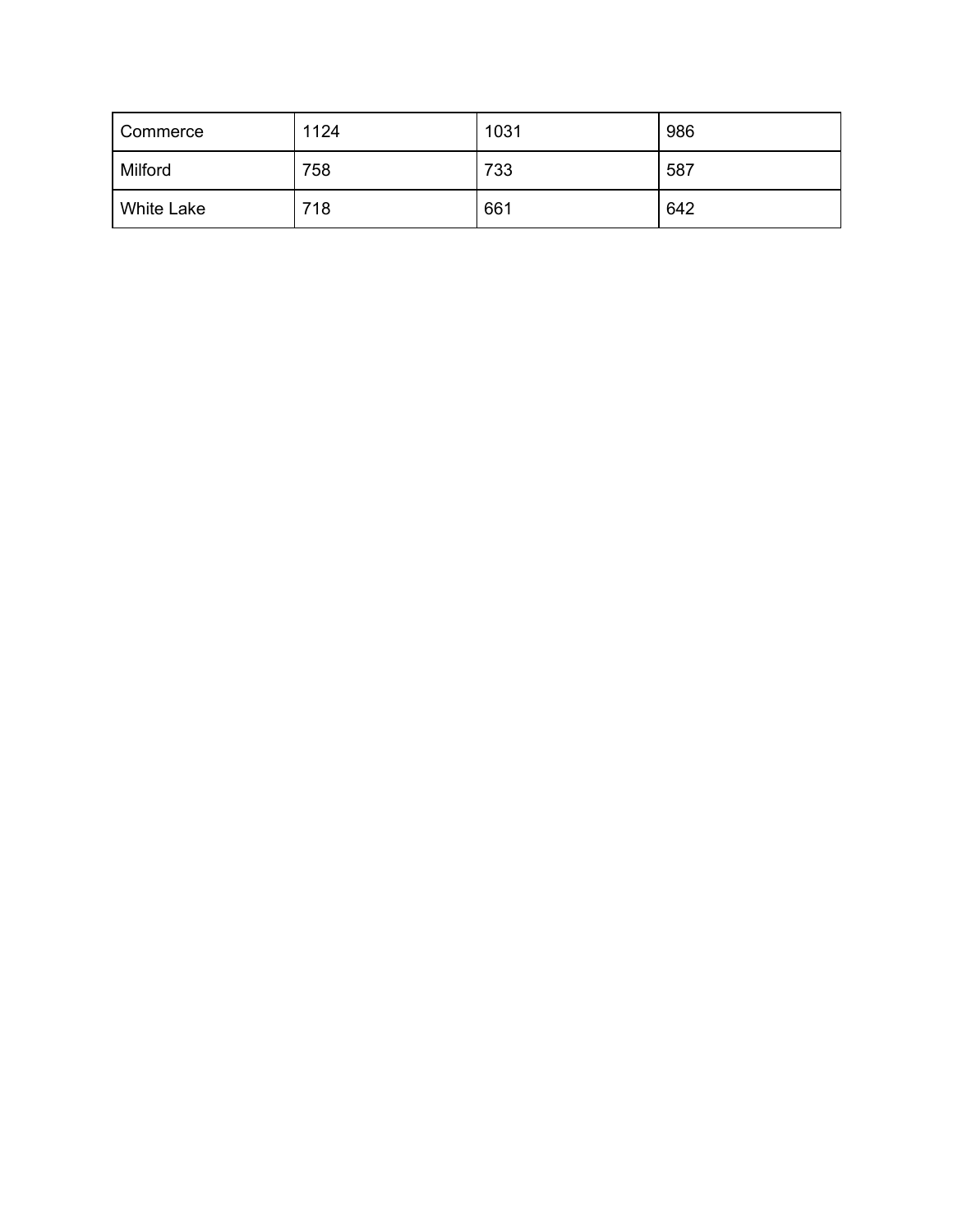| | | | |
|---|---|---|---|
| Commerce | 1124 | 1031 | 986 |
| Milford | 758 | 733 | 587 |
| White Lake | 718 | 661 | 642 |